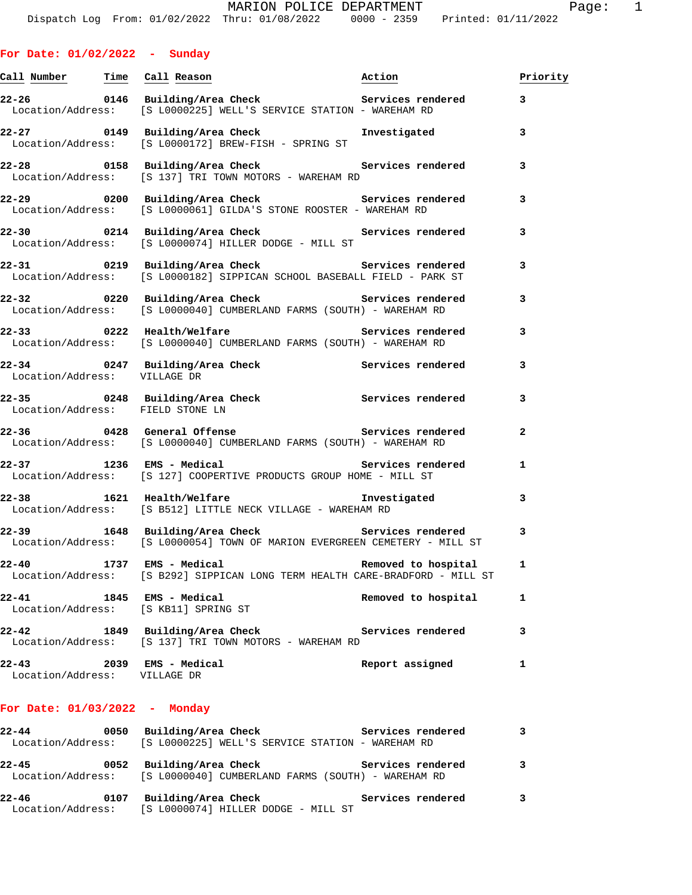# MARION POLICE DEPARTMENT

Dispatch Log From: 01/02/2022 Thru: 01/08/2022 0000 - 2359 Printed: 01/11/2022

## For Date: 01/02/2022 - Sunday

| Call Number | Time | Call Reason | Action | Priority |
|---|---|---|---|---|
| 22-26 | 0146 | Building/Area Check | Services rendered | 3 |
| Location/Address: | | [S L0000225] WELL'S SERVICE STATION - WAREHAM RD | | |
| 22-27 | 0149 | Building/Area Check | Investigated | 3 |
| Location/Address: | | [S L0000172] BREW-FISH - SPRING ST | | |
| 22-28 | 0158 | Building/Area Check | Services rendered | 3 |
| Location/Address: | | [S 137] TRI TOWN MOTORS - WAREHAM RD | | |
| 22-29 | 0200 | Building/Area Check | Services rendered | 3 |
| Location/Address: | | [S L0000061] GILDA'S STONE ROOSTER - WAREHAM RD | | |
| 22-30 | 0214 | Building/Area Check | Services rendered | 3 |
| Location/Address: | | [S L0000074] HILLER DODGE - MILL ST | | |
| 22-31 | 0219 | Building/Area Check | Services rendered | 3 |
| Location/Address: | | [S L0000182] SIPPICAN SCHOOL BASEBALL FIELD - PARK ST | | |
| 22-32 | 0220 | Building/Area Check | Services rendered | 3 |
| Location/Address: | | [S L0000040] CUMBERLAND FARMS (SOUTH) - WAREHAM RD | | |
| 22-33 | 0222 | Health/Welfare | Services rendered | 3 |
| Location/Address: | | [S L0000040] CUMBERLAND FARMS (SOUTH) - WAREHAM RD | | |
| 22-34 | 0247 | Building/Area Check | Services rendered | 3 |
| Location/Address: | | VILLAGE DR | | |
| 22-35 | 0248 | Building/Area Check | Services rendered | 3 |
| Location/Address: | | FIELD STONE LN | | |
| 22-36 | 0428 | General Offense | Services rendered | 2 |
| Location/Address: | | [S L0000040] CUMBERLAND FARMS (SOUTH) - WAREHAM RD | | |
| 22-37 | 1236 | EMS - Medical | Services rendered | 1 |
| Location/Address: | | [S 127] COOPERTIVE PRODUCTS GROUP HOME - MILL ST | | |
| 22-38 | 1621 | Health/Welfare | Investigated | 3 |
| Location/Address: | | [S B512] LITTLE NECK VILLAGE - WAREHAM RD | | |
| 22-39 | 1648 | Building/Area Check | Services rendered | 3 |
| Location/Address: | | [S L0000054] TOWN OF MARION EVERGREEN CEMETERY - MILL ST | | |
| 22-40 | 1737 | EMS - Medical | Removed to hospital | 1 |
| Location/Address: | | [S B292] SIPPICAN LONG TERM HEALTH CARE-BRADFORD - MILL ST | | |
| 22-41 | 1845 | EMS - Medical | Removed to hospital | 1 |
| Location/Address: | | [S KB11] SPRING ST | | |
| 22-42 | 1849 | Building/Area Check | Services rendered | 3 |
| Location/Address: | | [S 137] TRI TOWN MOTORS - WAREHAM RD | | |
| 22-43 | 2039 | EMS - Medical | Report assigned | 1 |
| Location/Address: | | VILLAGE DR | | |

## For Date: 01/03/2022 - Monday

| Call Number | Time | Call Reason | Action | Priority |
|---|---|---|---|---|
| 22-44 | 0050 | Building/Area Check | Services rendered | 3 |
| Location/Address: | | [S L0000225] WELL'S SERVICE STATION - WAREHAM RD | | |
| 22-45 | 0052 | Building/Area Check | Services rendered | 3 |
| Location/Address: | | [S L0000040] CUMBERLAND FARMS (SOUTH) - WAREHAM RD | | |
| 22-46 | 0107 | Building/Area Check | Services rendered | 3 |
| Location/Address: | | [S L0000074] HILLER DODGE - MILL ST | | |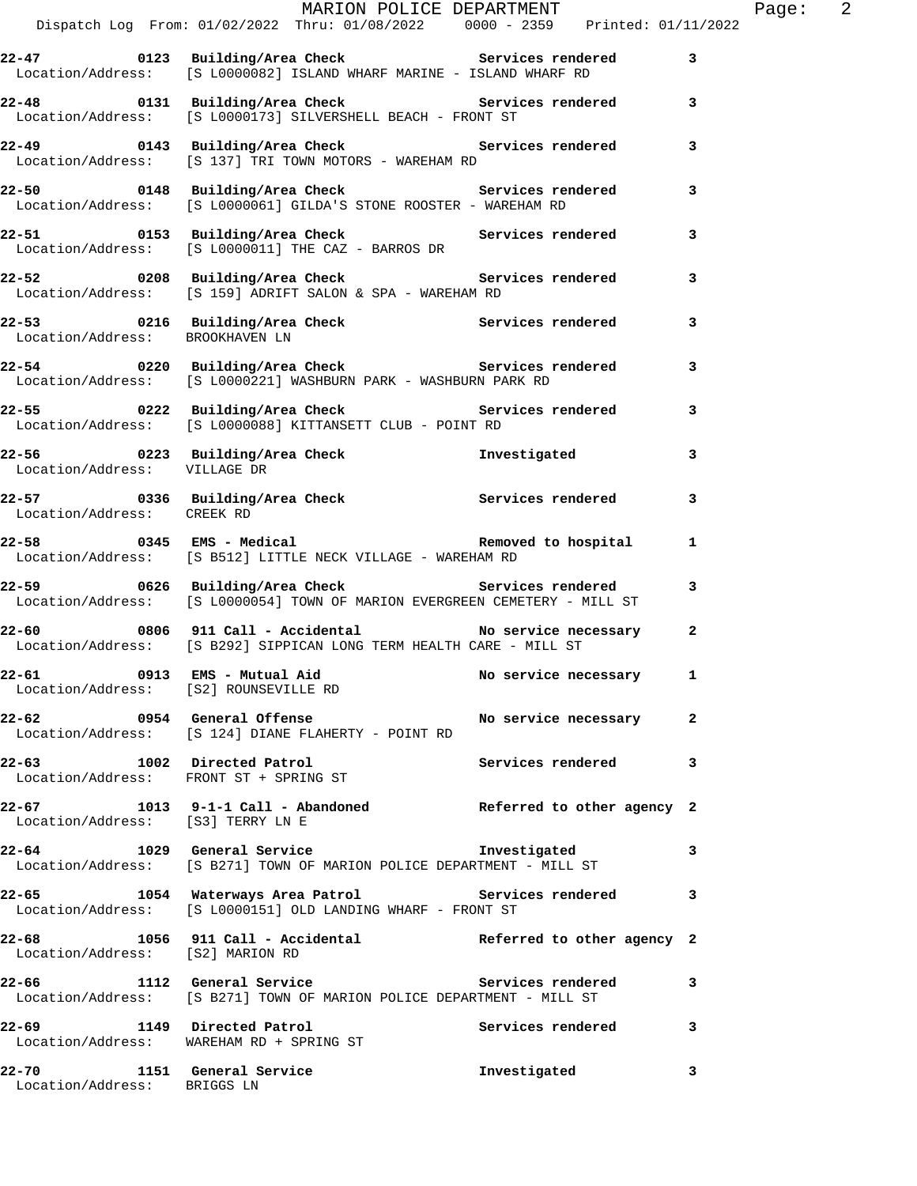**22-47 0123 Building/Area Check Services rendered 3**
Location/Address: [S L0000082] ISLAND WHARF MARINE - ISLAND WHARF RD

**22-48 0131 Building/Area Check Services rendered 3**
Location/Address: [S L0000173] SILVERSHELL BEACH - FRONT ST

**22-49 0143 Building/Area Check Services rendered 3**
Location/Address: [S 137] TRI TOWN MOTORS - WAREHAM RD

**22-50 0148 Building/Area Check Services rendered 3**
Location/Address: [S L0000061] GILDA'S STONE ROOSTER - WAREHAM RD

**22-51 0153 Building/Area Check Services rendered 3**
Location/Address: [S L0000011] THE CAZ - BARROS DR

**22-52 0208 Building/Area Check Services rendered 3**
Location/Address: [S 159] ADRIFT SALON & SPA - WAREHAM RD

**22-53 0216 Building/Area Check Services rendered 3**
Location/Address: BROOKHAVEN LN

**22-54 0220 Building/Area Check Services rendered 3**
Location/Address: [S L0000221] WASHBURN PARK - WASHBURN PARK RD

**22-55 0222 Building/Area Check Services rendered 3**
Location/Address: [S L0000088] KITTANSETT CLUB - POINT RD

**22-56 0223 Building/Area Check Investigated 3**
Location/Address: VILLAGE DR

**22-57 0336 Building/Area Check Services rendered 3**
Location/Address: CREEK RD

**22-58 0345 EMS - Medical Removed to hospital 1**
Location/Address: [S B512] LITTLE NECK VILLAGE - WAREHAM RD

**22-59 0626 Building/Area Check Services rendered 3**
Location/Address: [S L0000054] TOWN OF MARION EVERGREEN CEMETERY - MILL ST

**22-60 0806 911 Call - Accidental No service necessary 2**
Location/Address: [S B292] SIPPICAN LONG TERM HEALTH CARE - MILL ST

**22-61 0913 EMS - Mutual Aid No service necessary 1**
Location/Address: [S2] ROUNSEVILLE RD

**22-62 0954 General Offense No service necessary 2**
Location/Address: [S 124] DIANE FLAHERTY - POINT RD

**22-63 1002 Directed Patrol Services rendered 3**
Location/Address: FRONT ST + SPRING ST

**22-67 1013 9-1-1 Call - Abandoned Referred to other agency 2**
Location/Address: [S3] TERRY LN E

**22-64 1029 General Service Investigated 3**
Location/Address: [S B271] TOWN OF MARION POLICE DEPARTMENT - MILL ST

**22-65 1054 Waterways Area Patrol Services rendered 3**
Location/Address: [S L0000151] OLD LANDING WHARF - FRONT ST

**22-68 1056 911 Call - Accidental Referred to other agency 2**
Location/Address: [S2] MARION RD

**22-66 1112 General Service Services rendered 3**
Location/Address: [S B271] TOWN OF MARION POLICE DEPARTMENT - MILL ST

**22-69 1149 Directed Patrol Services rendered 3**
Location/Address: WAREHAM RD + SPRING ST

**22-70 1151 General Service Investigated 3**
Location/Address: BRIGGS LN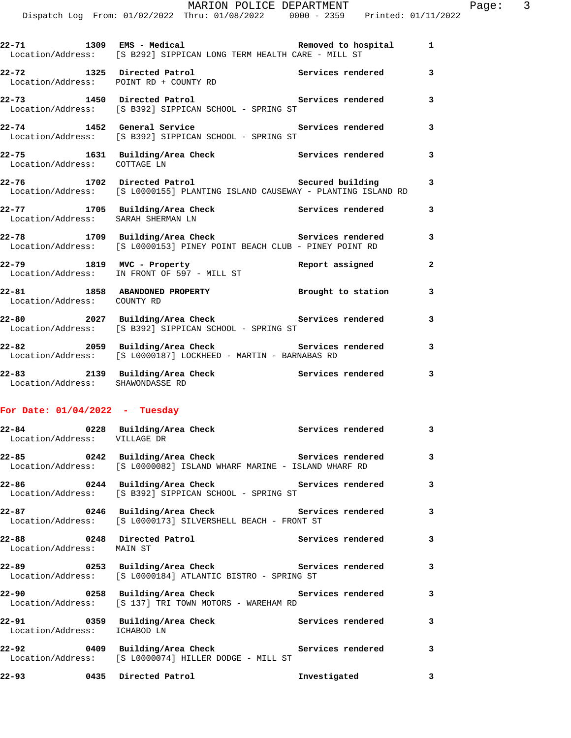| Call # | Time | Call Reason | Action | Priority |
|---|---|---|---|---|
| 22-71 | 1309 | EMS - Medical | Removed to hospital | 1 |
| Location/Address: | [S B292] SIPPICAN LONG TERM HEALTH CARE - MILL ST | | | |
| 22-72 | 1325 | Directed Patrol | Services rendered | 3 |
| Location/Address: | POINT RD + COUNTY RD | | | |
| 22-73 | 1450 | Directed Patrol | Services rendered | 3 |
| Location/Address: | [S B392] SIPPICAN SCHOOL - SPRING ST | | | |
| 22-74 | 1452 | General Service | Services rendered | 3 |
| Location/Address: | [S B392] SIPPICAN SCHOOL - SPRING ST | | | |
| 22-75 | 1631 | Building/Area Check | Services rendered | 3 |
| Location/Address: | COTTAGE LN | | | |
| 22-76 | 1702 | Directed Patrol | Secured building | 3 |
| Location/Address: | [S L0000155] PLANTING ISLAND CAUSEWAY - PLANTING ISLAND RD | | | |
| 22-77 | 1705 | Building/Area Check | Services rendered | 3 |
| Location/Address: | SARAH SHERMAN LN | | | |
| 22-78 | 1709 | Building/Area Check | Services rendered | 3 |
| Location/Address: | [S L0000153] PINEY POINT BEACH CLUB - PINEY POINT RD | | | |
| 22-79 | 1819 | MVC - Property | Report assigned | 2 |
| Location/Address: | IN FRONT OF 597 - MILL ST | | | |
| 22-81 | 1858 | ABANDONED PROPERTY | Brought to station | 3 |
| Location/Address: | COUNTY RD | | | |
| 22-80 | 2027 | Building/Area Check | Services rendered | 3 |
| Location/Address: | [S B392] SIPPICAN SCHOOL - SPRING ST | | | |
| 22-82 | 2059 | Building/Area Check | Services rendered | 3 |
| Location/Address: | [S L0000187] LOCKHEED - MARTIN - BARNABAS RD | | | |
| 22-83 | 2139 | Building/Area Check | Services rendered | 3 |
| Location/Address: | SHAWONDASSE RD | | | |

**For Date: 01/04/2022 - Tuesday**

| Call # | Time | Call Reason | Action | Priority |
|---|---|---|---|---|
| 22-84 | 0228 | Building/Area Check | Services rendered | 3 |
| Location/Address: | VILLAGE DR | | | |
| 22-85 | 0242 | Building/Area Check | Services rendered | 3 |
| Location/Address: | [S L0000082] ISLAND WHARF MARINE - ISLAND WHARF RD | | | |
| 22-86 | 0244 | Building/Area Check | Services rendered | 3 |
| Location/Address: | [S B392] SIPPICAN SCHOOL - SPRING ST | | | |
| 22-87 | 0246 | Building/Area Check | Services rendered | 3 |
| Location/Address: | [S L0000173] SILVERSHELL BEACH - FRONT ST | | | |
| 22-88 | 0248 | Directed Patrol | Services rendered | 3 |
| Location/Address: | MAIN ST | | | |
| 22-89 | 0253 | Building/Area Check | Services rendered | 3 |
| Location/Address: | [S L0000184] ATLANTIC BISTRO - SPRING ST | | | |
| 22-90 | 0258 | Building/Area Check | Services rendered | 3 |
| Location/Address: | [S 137] TRI TOWN MOTORS - WAREHAM RD | | | |
| 22-91 | 0359 | Building/Area Check | Services rendered | 3 |
| Location/Address: | ICHABOD LN | | | |
| 22-92 | 0409 | Building/Area Check | Services rendered | 3 |
| Location/Address: | [S L0000074] HILLER DODGE - MILL ST | | | |
| 22-93 | 0435 | Directed Patrol | Investigated | 3 |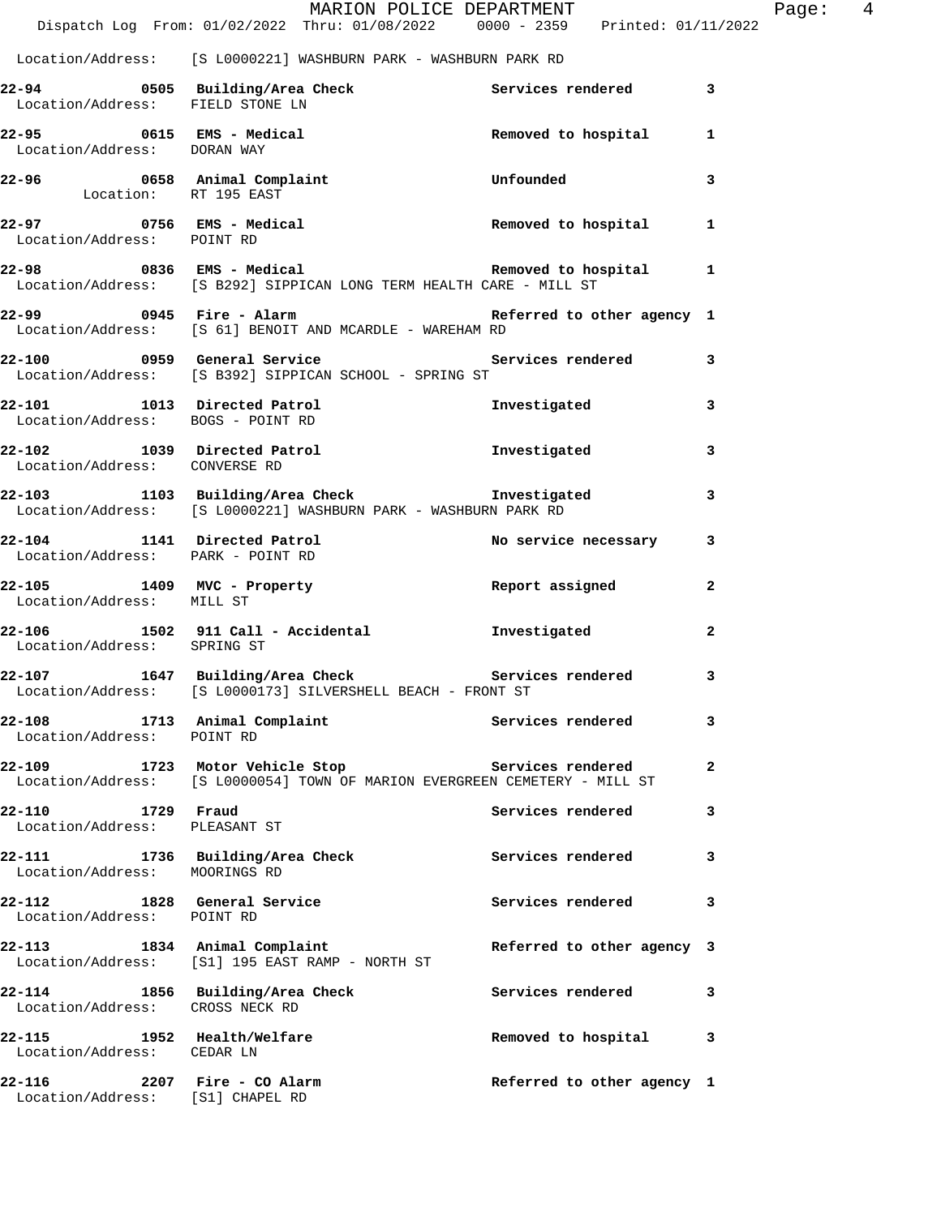Location/Address: [S L0000221] WASHBURN PARK - WASHBURN PARK RD

**22-94 0505 Building/Area Check** — Services rendered — 3
Location/Address: FIELD STONE LN

**22-95 0615 EMS - Medical** — Removed to hospital — 1
Location/Address: DORAN WAY

**22-96 0658 Animal Complaint** — Unfounded — 3
Location: RT 195 EAST

**22-97 0756 EMS - Medical** — Removed to hospital — 1
Location/Address: POINT RD

**22-98 0836 EMS - Medical** — Removed to hospital — 1
Location/Address: [S B292] SIPPICAN LONG TERM HEALTH CARE - MILL ST

**22-99 0945 Fire - Alarm** — Referred to other agency — 1
Location/Address: [S 61] BENOIT AND MCARDLE - WAREHAM RD

**22-100 0959 General Service** — Services rendered — 3
Location/Address: [S B392] SIPPICAN SCHOOL - SPRING ST

**22-101 1013 Directed Patrol** — Investigated — 3
Location/Address: BOGS - POINT RD

**22-102 1039 Directed Patrol** — Investigated — 3
Location/Address: CONVERSE RD

**22-103 1103 Building/Area Check** — Investigated — 3
Location/Address: [S L0000221] WASHBURN PARK - WASHBURN PARK RD

**22-104 1141 Directed Patrol** — No service necessary — 3
Location/Address: PARK - POINT RD

**22-105 1409 MVC - Property** — Report assigned — 2
Location/Address: MILL ST

**22-106 1502 911 Call - Accidental** — Investigated — 2
Location/Address: SPRING ST

**22-107 1647 Building/Area Check** — Services rendered — 3
Location/Address: [S L0000173] SILVERSHELL BEACH - FRONT ST

**22-108 1713 Animal Complaint** — Services rendered — 3
Location/Address: POINT RD

**22-109 1723 Motor Vehicle Stop** — Services rendered — 2
Location/Address: [S L0000054] TOWN OF MARION EVERGREEN CEMETERY - MILL ST

**22-110 1729 Fraud** — Services rendered — 3
Location/Address: PLEASANT ST

**22-111 1736 Building/Area Check** — Services rendered — 3
Location/Address: MOORINGS RD

**22-112 1828 General Service** — Services rendered — 3
Location/Address: POINT RD

**22-113 1834 Animal Complaint** — Referred to other agency — 3
Location/Address: [S1] 195 EAST RAMP - NORTH ST

**22-114 1856 Building/Area Check** — Services rendered — 3
Location/Address: CROSS NECK RD

**22-115 1952 Health/Welfare** — Removed to hospital — 3
Location/Address: CEDAR LN

**22-116 2207 Fire - CO Alarm** — Referred to other agency — 1
Location/Address: [S1] CHAPEL RD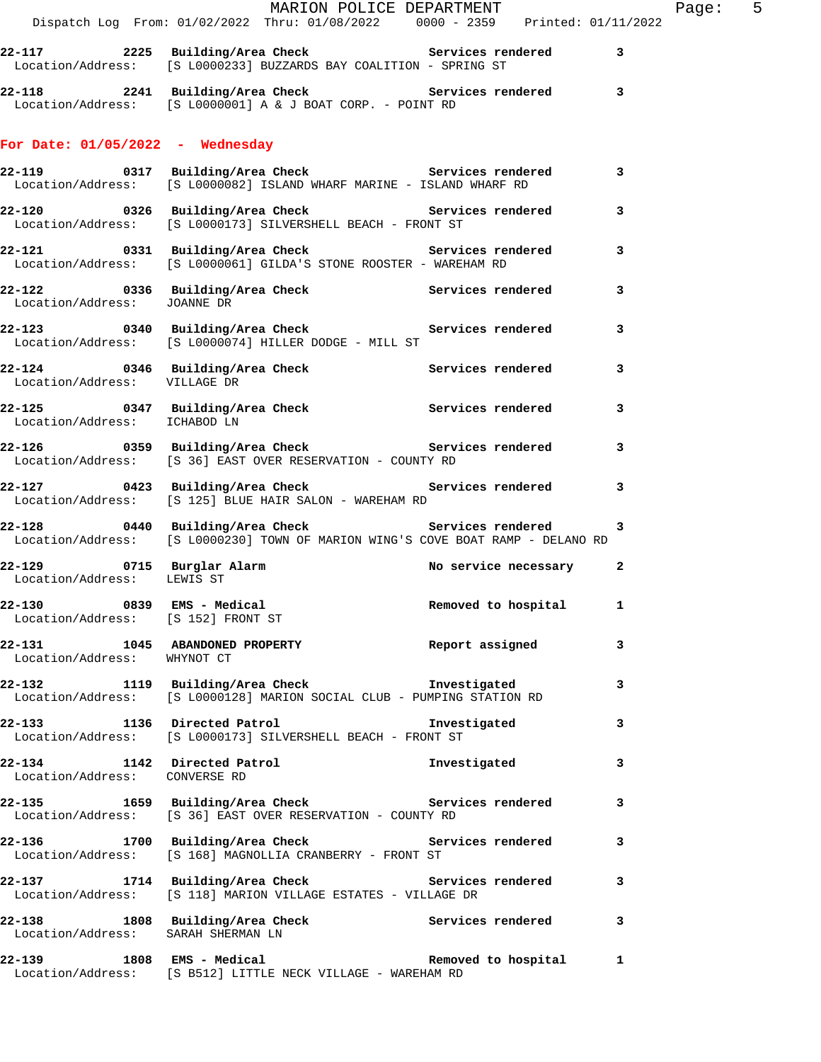22-117 2225 Building/Area Check Services rendered 3
Location/Address: [S L0000233] BUZZARDS BAY COALITION - SPRING ST

22-118 2241 Building/Area Check Services rendered 3
Location/Address: [S L0000001] A & J BOAT CORP. - POINT RD

## For Date: 01/05/2022 - Wednesday

22-119 0317 Building/Area Check Services rendered 3
Location/Address: [S L0000082] ISLAND WHARF MARINE - ISLAND WHARF RD

22-120 0326 Building/Area Check Services rendered 3
Location/Address: [S L0000173] SILVERSHELL BEACH - FRONT ST

22-121 0331 Building/Area Check Services rendered 3
Location/Address: [S L0000061] GILDA'S STONE ROOSTER - WAREHAM RD

22-122 0336 Building/Area Check Services rendered 3
Location/Address: JOANNE DR

22-123 0340 Building/Area Check Services rendered 3
Location/Address: [S L0000074] HILLER DODGE - MILL ST

22-124 0346 Building/Area Check Services rendered 3
Location/Address: VILLAGE DR

22-125 0347 Building/Area Check Services rendered 3
Location/Address: ICHABOD LN

22-126 0359 Building/Area Check Services rendered 3
Location/Address: [S 36] EAST OVER RESERVATION - COUNTY RD

22-127 0423 Building/Area Check Services rendered 3
Location/Address: [S 125] BLUE HAIR SALON - WAREHAM RD

22-128 0440 Building/Area Check Services rendered 3
Location/Address: [S L0000230] TOWN OF MARION WING'S COVE BOAT RAMP - DELANO RD

22-129 0715 Burglar Alarm No service necessary 2
Location/Address: LEWIS ST

22-130 0839 EMS - Medical Removed to hospital 1
Location/Address: [S 152] FRONT ST

22-131 1045 ABANDONED PROPERTY Report assigned 3
Location/Address: WHYNOT CT

22-132 1119 Building/Area Check Investigated 3
Location/Address: [S L0000128] MARION SOCIAL CLUB - PUMPING STATION RD

22-133 1136 Directed Patrol Investigated 3
Location/Address: [S L0000173] SILVERSHELL BEACH - FRONT ST

22-134 1142 Directed Patrol Investigated 3
Location/Address: CONVERSE RD

22-135 1659 Building/Area Check Services rendered 3
Location/Address: [S 36] EAST OVER RESERVATION - COUNTY RD

22-136 1700 Building/Area Check Services rendered 3
Location/Address: [S 168] MAGNOLLIA CRANBERRY - FRONT ST

22-137 1714 Building/Area Check Services rendered 3
Location/Address: [S 118] MARION VILLAGE ESTATES - VILLAGE DR

22-138 1808 Building/Area Check Services rendered 3
Location/Address: SARAH SHERMAN LN

22-139 1808 EMS - Medical Removed to hospital 1
Location/Address: [S B512] LITTLE NECK VILLAGE - WAREHAM RD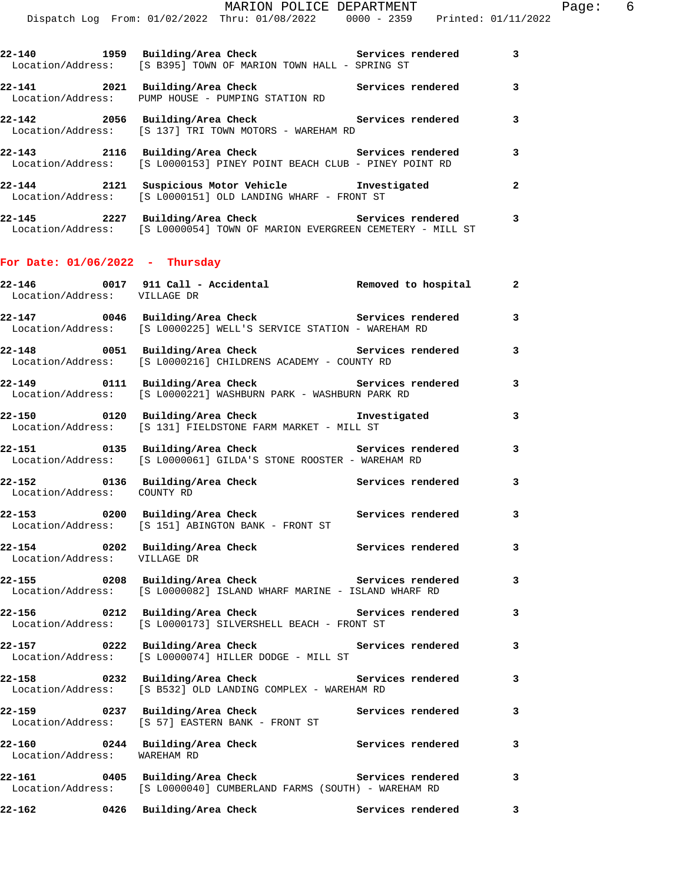22-140 1959 **Building/Area Check** Services rendered 3
Location/Address: [S B395] TOWN OF MARION TOWN HALL - SPRING ST

22-141 2021 **Building/Area Check** Services rendered 3
Location/Address: PUMP HOUSE - PUMPING STATION RD

22-142 2056 **Building/Area Check** Services rendered 3
Location/Address: [S 137] TRI TOWN MOTORS - WAREHAM RD

22-143 2116 **Building/Area Check** Services rendered 3
Location/Address: [S L0000153] PINEY POINT BEACH CLUB - PINEY POINT RD

22-144 2121 **Suspicious Motor Vehicle** Investigated 2
Location/Address: [S L0000151] OLD LANDING WHARF - FRONT ST

22-145 2227 **Building/Area Check** Services rendered 3
Location/Address: [S L0000054] TOWN OF MARION EVERGREEN CEMETERY - MILL ST

## For Date: 01/06/2022 - Thursday

22-146 0017 **911 Call - Accidental** Removed to hospital 2
Location/Address: VILLAGE DR

22-147 0046 **Building/Area Check** Services rendered 3
Location/Address: [S L0000225] WELL'S SERVICE STATION - WAREHAM RD

22-148 0051 **Building/Area Check** Services rendered 3
Location/Address: [S L0000216] CHILDRENS ACADEMY - COUNTY RD

22-149 0111 **Building/Area Check** Services rendered 3
Location/Address: [S L0000221] WASHBURN PARK - WASHBURN PARK RD

22-150 0120 **Building/Area Check** Investigated 3
Location/Address: [S 131] FIELDSTONE FARM MARKET - MILL ST

22-151 0135 **Building/Area Check** Services rendered 3
Location/Address: [S L0000061] GILDA'S STONE ROOSTER - WAREHAM RD

22-152 0136 **Building/Area Check** Services rendered 3
Location/Address: COUNTY RD

22-153 0200 **Building/Area Check** Services rendered 3
Location/Address: [S 151] ABINGTON BANK - FRONT ST

22-154 0202 **Building/Area Check** Services rendered 3
Location/Address: VILLAGE DR

22-155 0208 **Building/Area Check** Services rendered 3
Location/Address: [S L0000082] ISLAND WHARF MARINE - ISLAND WHARF RD

22-156 0212 **Building/Area Check** Services rendered 3
Location/Address: [S L0000173] SILVERSHELL BEACH - FRONT ST

22-157 0222 **Building/Area Check** Services rendered 3
Location/Address: [S L0000074] HILLER DODGE - MILL ST

22-158 0232 **Building/Area Check** Services rendered 3
Location/Address: [S B532] OLD LANDING COMPLEX - WAREHAM RD

22-159 0237 **Building/Area Check** Services rendered 3
Location/Address: [S 57] EASTERN BANK - FRONT ST

22-160 0244 **Building/Area Check** Services rendered 3
Location/Address: WAREHAM RD

22-161 0405 **Building/Area Check** Services rendered 3
Location/Address: [S L0000040] CUMBERLAND FARMS (SOUTH) - WAREHAM RD

22-162 0426 **Building/Area Check** Services rendered 3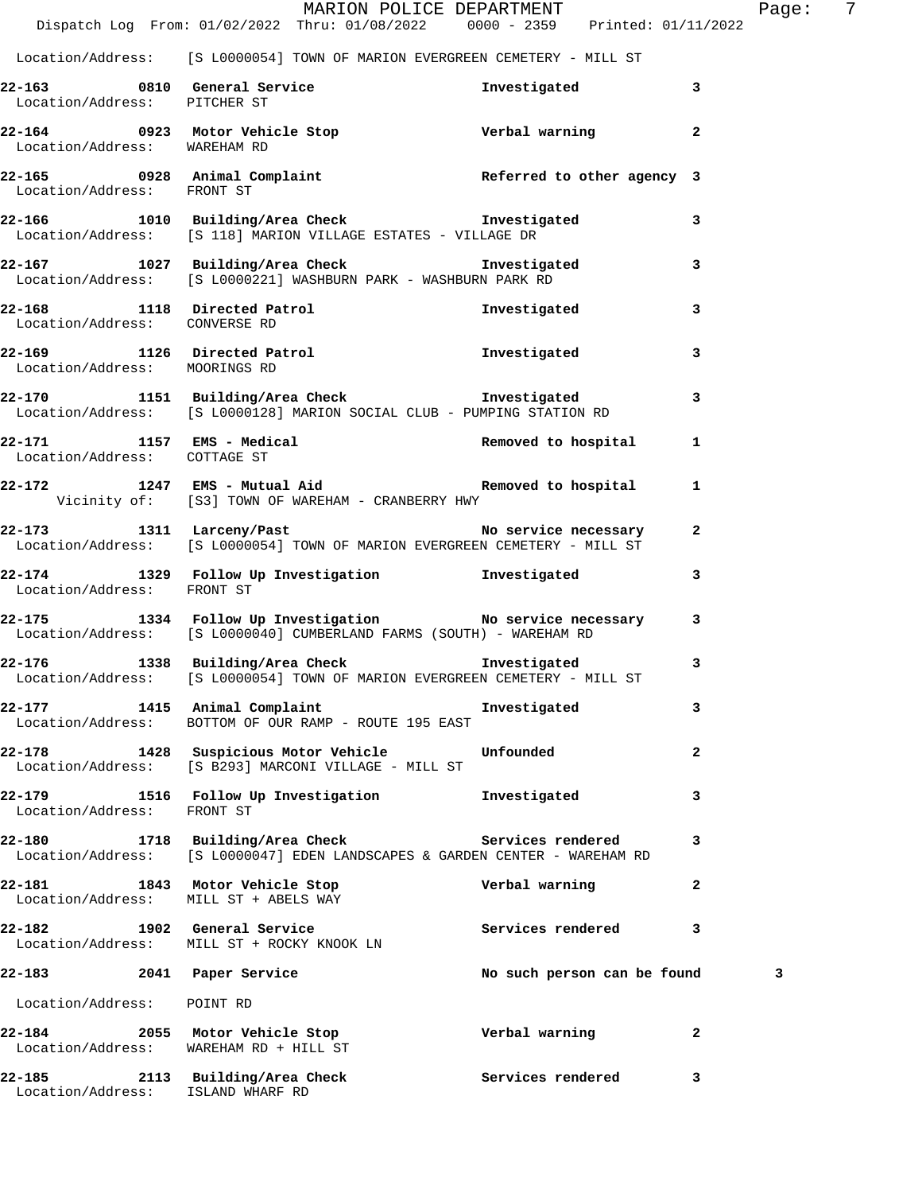Location/Address: [S L0000054] TOWN OF MARION EVERGREEN CEMETERY - MILL ST

**22-163 0810 General Service** Investigated 3
Location/Address: PITCHER ST

**22-164 0923 Motor Vehicle Stop** Verbal warning 2
Location/Address: WAREHAM RD

**22-165 0928 Animal Complaint** Referred to other agency 3
Location/Address: FRONT ST

**22-166 1010 Building/Area Check** Investigated 3
Location/Address: [S 118] MARION VILLAGE ESTATES - VILLAGE DR

**22-167 1027 Building/Area Check** Investigated 3
Location/Address: [S L0000221] WASHBURN PARK - WASHBURN PARK RD

**22-168 1118 Directed Patrol** Investigated 3
Location/Address: CONVERSE RD

**22-169 1126 Directed Patrol** Investigated 3
Location/Address: MOORINGS RD

**22-170 1151 Building/Area Check** Investigated 3
Location/Address: [S L0000128] MARION SOCIAL CLUB - PUMPING STATION RD

**22-171 1157 EMS - Medical** Removed to hospital 1
Location/Address: COTTAGE ST

**22-172 1247 EMS - Mutual Aid** Removed to hospital 1
Vicinity of: [S3] TOWN OF WAREHAM - CRANBERRY HWY

**22-173 1311 Larceny/Past** No service necessary 2
Location/Address: [S L0000054] TOWN OF MARION EVERGREEN CEMETERY - MILL ST

**22-174 1329 Follow Up Investigation** Investigated 3
Location/Address: FRONT ST

**22-175 1334 Follow Up Investigation** No service necessary 3
Location/Address: [S L0000040] CUMBERLAND FARMS (SOUTH) - WAREHAM RD

**22-176 1338 Building/Area Check** Investigated 3
Location/Address: [S L0000054] TOWN OF MARION EVERGREEN CEMETERY - MILL ST

**22-177 1415 Animal Complaint** Investigated 3
Location/Address: BOTTOM OF OUR RAMP - ROUTE 195 EAST

**22-178 1428 Suspicious Motor Vehicle** Unfounded 2
Location/Address: [S B293] MARCONI VILLAGE - MILL ST

**22-179 1516 Follow Up Investigation** Investigated 3
Location/Address: FRONT ST

**22-180 1718 Building/Area Check** Services rendered 3
Location/Address: [S L0000047] EDEN LANDSCAPES & GARDEN CENTER - WAREHAM RD

**22-181 1843 Motor Vehicle Stop** Verbal warning 2
Location/Address: MILL ST + ABELS WAY

**22-182 1902 General Service** Services rendered 3
Location/Address: MILL ST + ROCKY KNOOK LN

**22-183 2041 Paper Service** No such person can be found 3
Location/Address: POINT RD

**22-184 2055 Motor Vehicle Stop** Verbal warning 2
Location/Address: WAREHAM RD + HILL ST

**22-185 2113 Building/Area Check** Services rendered 3
Location/Address: ISLAND WHARF RD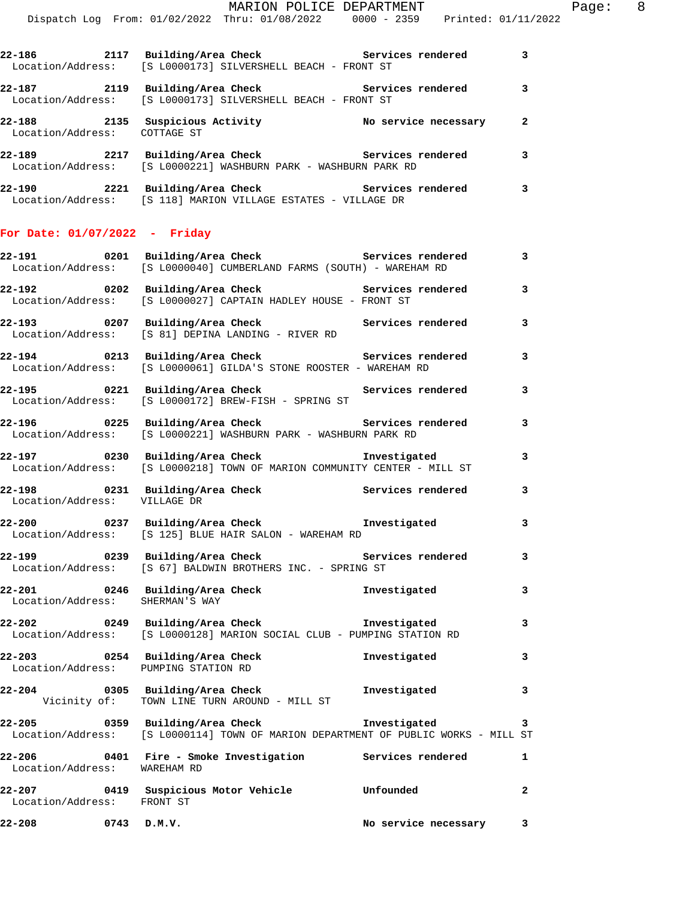| Call # | Time | Call Type | Action | Priority |
|---|---|---|---|---|
| 22-186 | 2117 | Building/Area Check | Services rendered | 3 |
| Location/Address: | | [S L0000173] SILVERSHELL BEACH - FRONT ST | | |
| 22-187 | 2119 | Building/Area Check | Services rendered | 3 |
| Location/Address: | | [S L0000173] SILVERSHELL BEACH - FRONT ST | | |
| 22-188 | 2135 | Suspicious Activity | No service necessary | 2 |
| Location/Address: | | COTTAGE ST | | |
| 22-189 | 2217 | Building/Area Check | Services rendered | 3 |
| Location/Address: | | [S L0000221] WASHBURN PARK - WASHBURN PARK RD | | |
| 22-190 | 2221 | Building/Area Check | Services rendered | 3 |
| Location/Address: | | [S 118] MARION VILLAGE ESTATES - VILLAGE DR | | |

## For Date: 01/07/2022 - Friday

| Call # | Time | Call Type | Action | Priority |
|---|---|---|---|---|
| 22-191 | 0201 | Building/Area Check | Services rendered | 3 |
| Location/Address: | | [S L0000040] CUMBERLAND FARMS (SOUTH) - WAREHAM RD | | |
| 22-192 | 0202 | Building/Area Check | Services rendered | 3 |
| Location/Address: | | [S L0000027] CAPTAIN HADLEY HOUSE - FRONT ST | | |
| 22-193 | 0207 | Building/Area Check | Services rendered | 3 |
| Location/Address: | | [S 81] DEPINA LANDING - RIVER RD | | |
| 22-194 | 0213 | Building/Area Check | Services rendered | 3 |
| Location/Address: | | [S L0000061] GILDA'S STONE ROOSTER - WAREHAM RD | | |
| 22-195 | 0221 | Building/Area Check | Services rendered | 3 |
| Location/Address: | | [S L0000172] BREW-FISH - SPRING ST | | |
| 22-196 | 0225 | Building/Area Check | Services rendered | 3 |
| Location/Address: | | [S L0000221] WASHBURN PARK - WASHBURN PARK RD | | |
| 22-197 | 0230 | Building/Area Check | Investigated | 3 |
| Location/Address: | | [S L0000218] TOWN OF MARION COMMUNITY CENTER - MILL ST | | |
| 22-198 | 0231 | Building/Area Check | Services rendered | 3 |
| Location/Address: | | VILLAGE DR | | |
| 22-200 | 0237 | Building/Area Check | Investigated | 3 |
| Location/Address: | | [S 125] BLUE HAIR SALON - WAREHAM RD | | |
| 22-199 | 0239 | Building/Area Check | Services rendered | 3 |
| Location/Address: | | [S 67] BALDWIN BROTHERS INC. - SPRING ST | | |
| 22-201 | 0246 | Building/Area Check | Investigated | 3 |
| Location/Address: | | SHERMAN'S WAY | | |
| 22-202 | 0249 | Building/Area Check | Investigated | 3 |
| Location/Address: | | [S L0000128] MARION SOCIAL CLUB - PUMPING STATION RD | | |
| 22-203 | 0254 | Building/Area Check | Investigated | 3 |
| Location/Address: | | PUMPING STATION RD | | |
| 22-204 | 0305 | Building/Area Check | Investigated | 3 |
| Vicinity of: | | TOWN LINE TURN AROUND - MILL ST | | |
| 22-205 | 0359 | Building/Area Check | Investigated | 3 |
| Location/Address: | | [S L0000114] TOWN OF MARION DEPARTMENT OF PUBLIC WORKS - MILL ST | | |
| 22-206 | 0401 | Fire - Smoke Investigation | Services rendered | 1 |
| Location/Address: | | WAREHAM RD | | |
| 22-207 | 0419 | Suspicious Motor Vehicle | Unfounded | 2 |
| Location/Address: | | FRONT ST | | |
| 22-208 | 0743 | D.M.V. | No service necessary | 3 |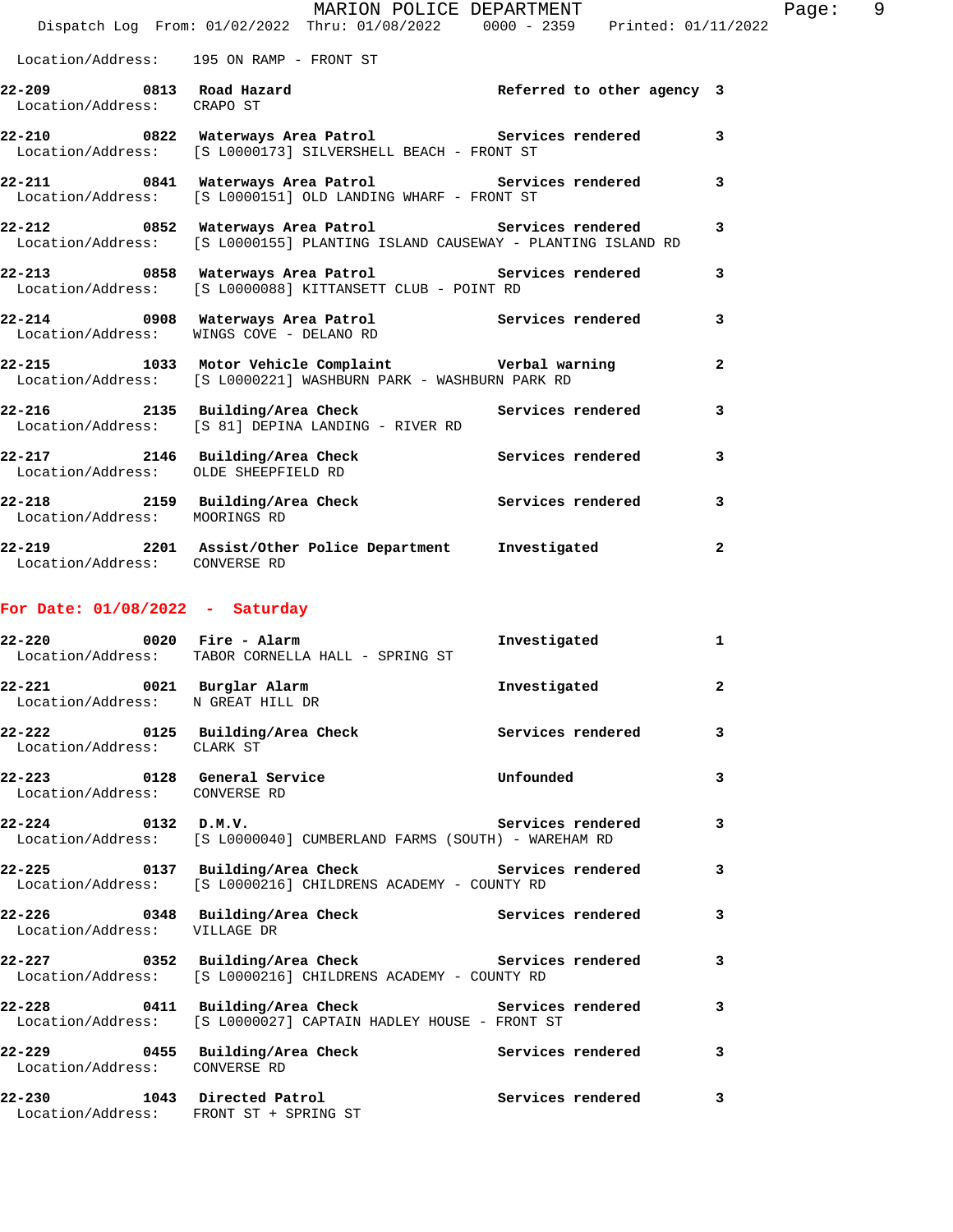Location/Address: 195 ON RAMP - FRONT ST

**22-209** 0813 **Road Hazard** Referred to other agency 3
Location/Address: CRAPO ST

**22-210** 0822 **Waterways Area Patrol** Services rendered 3
Location/Address: [S L0000173] SILVERSHELL BEACH - FRONT ST

**22-211** 0841 **Waterways Area Patrol** Services rendered 3
Location/Address: [S L0000151] OLD LANDING WHARF - FRONT ST

**22-212** 0852 **Waterways Area Patrol** Services rendered 3
Location/Address: [S L0000155] PLANTING ISLAND CAUSEWAY - PLANTING ISLAND RD

**22-213** 0858 **Waterways Area Patrol** Services rendered 3
Location/Address: [S L0000088] KITTANSETT CLUB - POINT RD

**22-214** 0908 **Waterways Area Patrol** Services rendered 3
Location/Address: WINGS COVE - DELANO RD

**22-215** 1033 **Motor Vehicle Complaint** Verbal warning 2
Location/Address: [S L0000221] WASHBURN PARK - WASHBURN PARK RD

**22-216** 2135 **Building/Area Check** Services rendered 3
Location/Address: [S 81] DEPINA LANDING - RIVER RD

**22-217** 2146 **Building/Area Check** Services rendered 3
Location/Address: OLDE SHEEPFIELD RD

**22-218** 2159 **Building/Area Check** Services rendered 3
Location/Address: MOORINGS RD

**22-219** 2201 **Assist/Other Police Department** Investigated 2
Location/Address: CONVERSE RD

## For Date: 01/08/2022 - Saturday

**22-220** 0020 **Fire - Alarm** Investigated 1
Location/Address: TABOR CORNELLA HALL - SPRING ST

**22-221** 0021 **Burglar Alarm** Investigated 2
Location/Address: N GREAT HILL DR

**22-222** 0125 **Building/Area Check** Services rendered 3
Location/Address: CLARK ST

**22-223** 0128 **General Service** Unfounded 3
Location/Address: CONVERSE RD

**22-224** 0132 **D.M.V.** Services rendered 3
Location/Address: [S L0000040] CUMBERLAND FARMS (SOUTH) - WAREHAM RD

**22-225** 0137 **Building/Area Check** Services rendered 3
Location/Address: [S L0000216] CHILDRENS ACADEMY - COUNTY RD

**22-226** 0348 **Building/Area Check** Services rendered 3
Location/Address: VILLAGE DR

**22-227** 0352 **Building/Area Check** Services rendered 3
Location/Address: [S L0000216] CHILDRENS ACADEMY - COUNTY RD

**22-228** 0411 **Building/Area Check** Services rendered 3
Location/Address: [S L0000027] CAPTAIN HADLEY HOUSE - FRONT ST

**22-229** 0455 **Building/Area Check** Services rendered 3
Location/Address: CONVERSE RD

**22-230** 1043 **Directed Patrol** Services rendered 3
Location/Address: FRONT ST + SPRING ST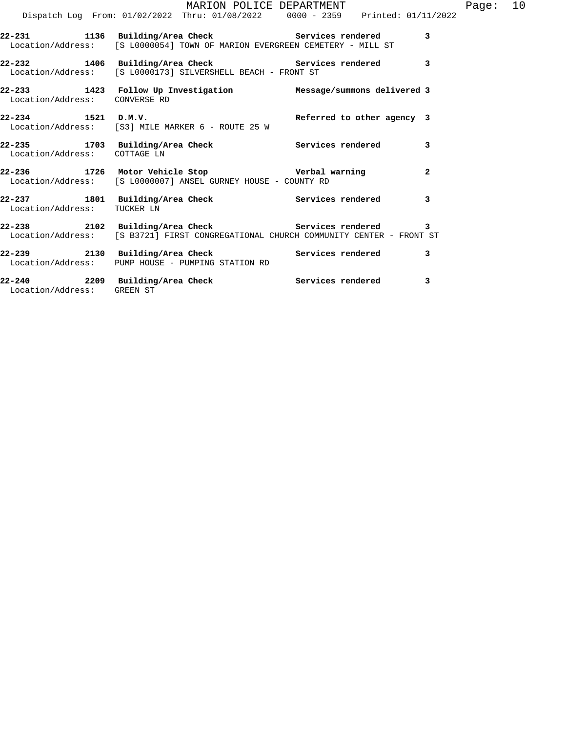**22-231 1136 Building/Area Check Services rendered 3**
Location/Address: [S L0000054] TOWN OF MARION EVERGREEN CEMETERY - MILL ST

**22-232 1406 Building/Area Check Services rendered 3**
Location/Address: [S L0000173] SILVERSHELL BEACH - FRONT ST

**22-233 1423 Follow Up Investigation Message/summons delivered 3**
Location/Address: CONVERSE RD

**22-234 1521 D.M.V. Referred to other agency 3**
Location/Address: [S3] MILE MARKER 6 - ROUTE 25 W

**22-235 1703 Building/Area Check Services rendered 3**
Location/Address: COTTAGE LN

**22-236 1726 Motor Vehicle Stop Verbal warning 2**
Location/Address: [S L0000007] ANSEL GURNEY HOUSE - COUNTY RD

**22-237 1801 Building/Area Check Services rendered 3**
Location/Address: TUCKER LN

**22-238 2102 Building/Area Check Services rendered 3**
Location/Address: [S B3721] FIRST CONGREGATIONAL CHURCH COMMUNITY CENTER - FRONT ST

**22-239 2130 Building/Area Check Services rendered 3**
Location/Address: PUMP HOUSE - PUMPING STATION RD

**22-240 2209 Building/Area Check Services rendered 3**
Location/Address: GREEN ST